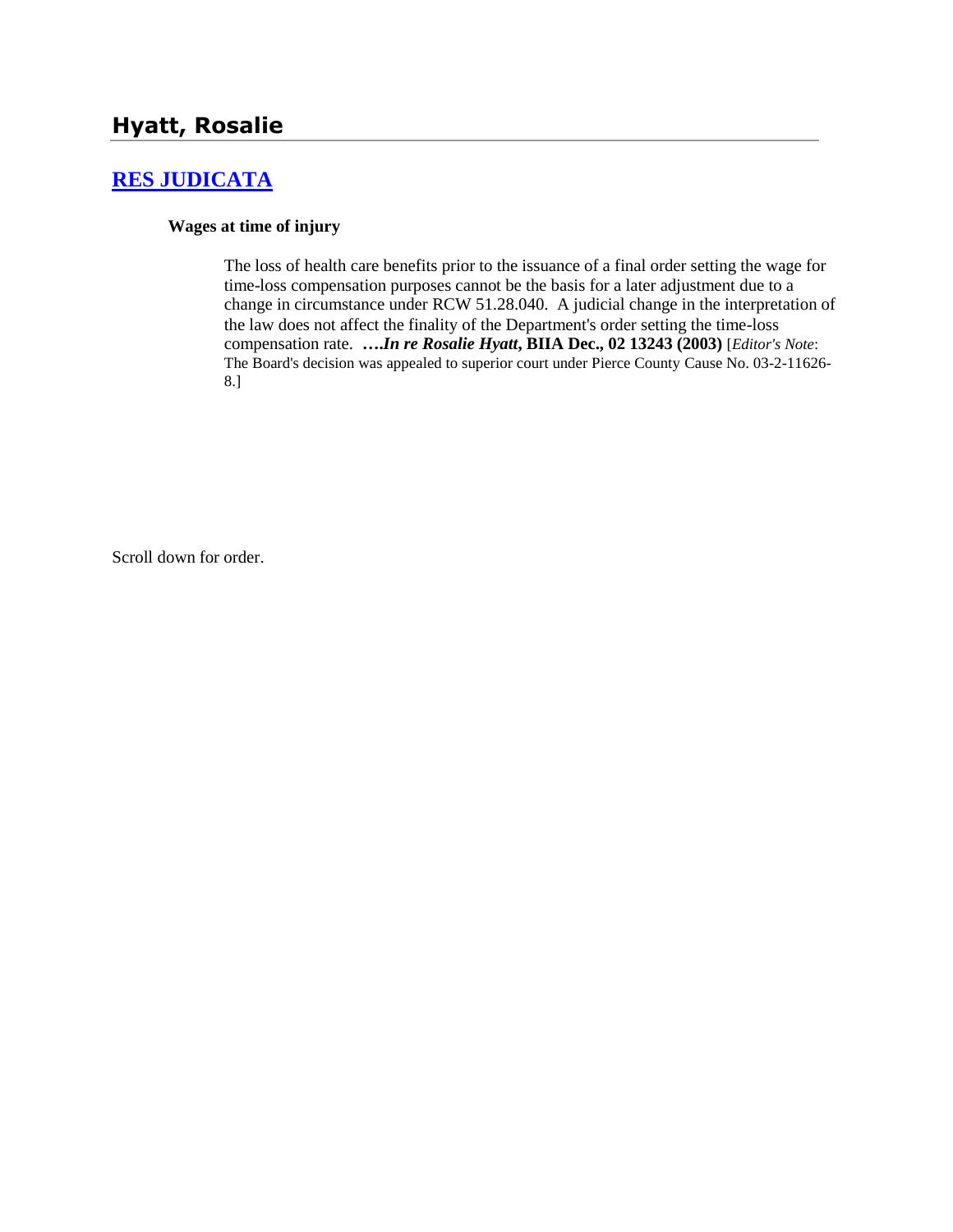## Hyatt, Rosalie

## [RES JUDICATA]

**Wages at time of injury**

The loss of health care benefits prior to the issuance of a final order setting the wage for time-loss compensation purposes cannot be the basis for a later adjustment due to a change in circumstance under RCW 51.28.040. A judicial change in the interpretation of the law does not affect the finality of the Department's order setting the time-loss compensation rate. ***….In re Rosalie Hyatt*, BIIA Dec., 02 13243 (2003)** [*Editor's Note*: The Board's decision was appealed to superior court under Pierce County Cause No. 03-2-11626-8.]

Scroll down for order.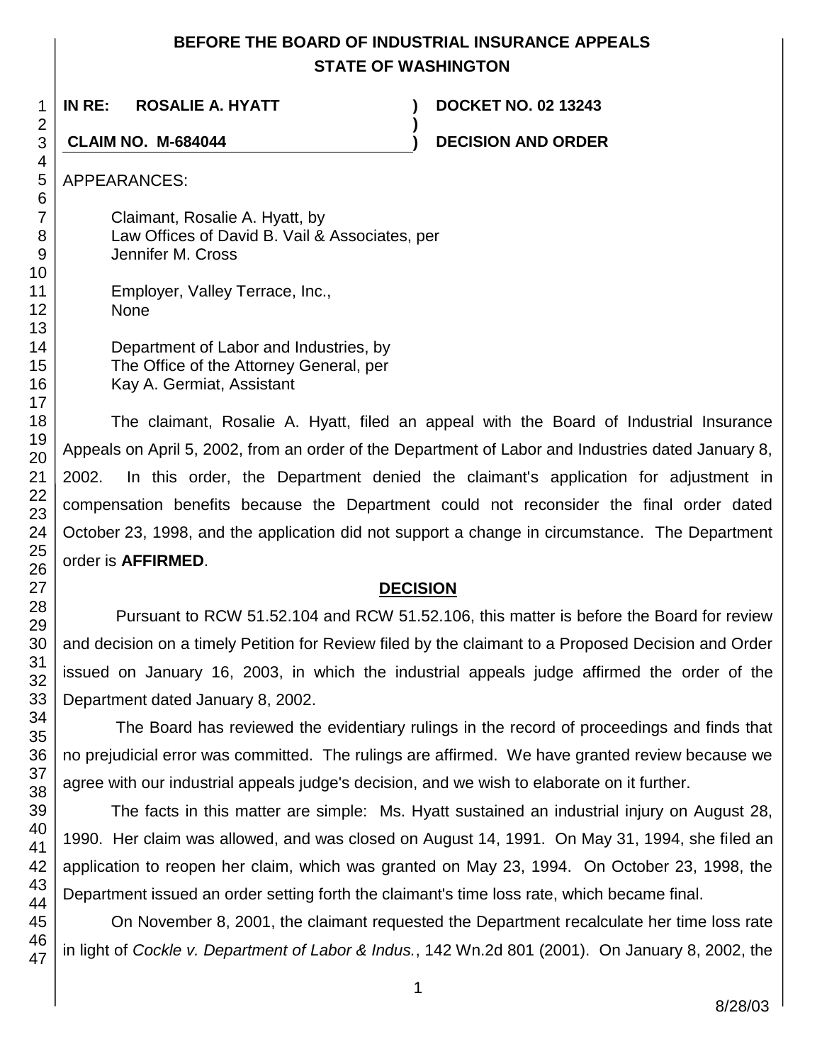**BEFORE THE BOARD OF INDUSTRIAL INSURANCE APPEALS**
**STATE OF WASHINGTON**

| | | |
|---|---|---|
| **IN RE: ROSALIE A. HYATT** | **)** | **DOCKET NO. 02 13243** |
| | **)** | |
| **CLAIM NO. M-684044** | **)** | **DECISION AND ORDER** |

APPEARANCES:

Claimant, Rosalie A. Hyatt, by
Law Offices of David B. Vail & Associates, per
Jennifer M. Cross

Employer, Valley Terrace, Inc.,
None

Department of Labor and Industries, by
The Office of the Attorney General, per
Kay A. Germiat, Assistant

The claimant, Rosalie A. Hyatt, filed an appeal with the Board of Industrial Insurance Appeals on April 5, 2002, from an order of the Department of Labor and Industries dated January 8, 2002. In this order, the Department denied the claimant's application for adjustment in compensation benefits because the Department could not reconsider the final order dated October 23, 1998, and the application did not support a change in circumstance. The Department order is **AFFIRMED**.

## DECISION

Pursuant to RCW 51.52.104 and RCW 51.52.106, this matter is before the Board for review and decision on a timely Petition for Review filed by the claimant to a Proposed Decision and Order issued on January 16, 2003, in which the industrial appeals judge affirmed the order of the Department dated January 8, 2002.

The Board has reviewed the evidentiary rulings in the record of proceedings and finds that no prejudicial error was committed. The rulings are affirmed. We have granted review because we agree with our industrial appeals judge's decision, and we wish to elaborate on it further.

The facts in this matter are simple: Ms. Hyatt sustained an industrial injury on August 28, 1990. Her claim was allowed, and was closed on August 14, 1991. On May 31, 1994, she filed an application to reopen her claim, which was granted on May 23, 1994. On October 23, 1998, the Department issued an order setting forth the claimant's time loss rate, which became final.

On November 8, 2001, the claimant requested the Department recalculate her time loss rate in light of *Cockle v. Department of Labor & Indus.*, 142 Wn.2d 801 (2001). On January 8, 2002, the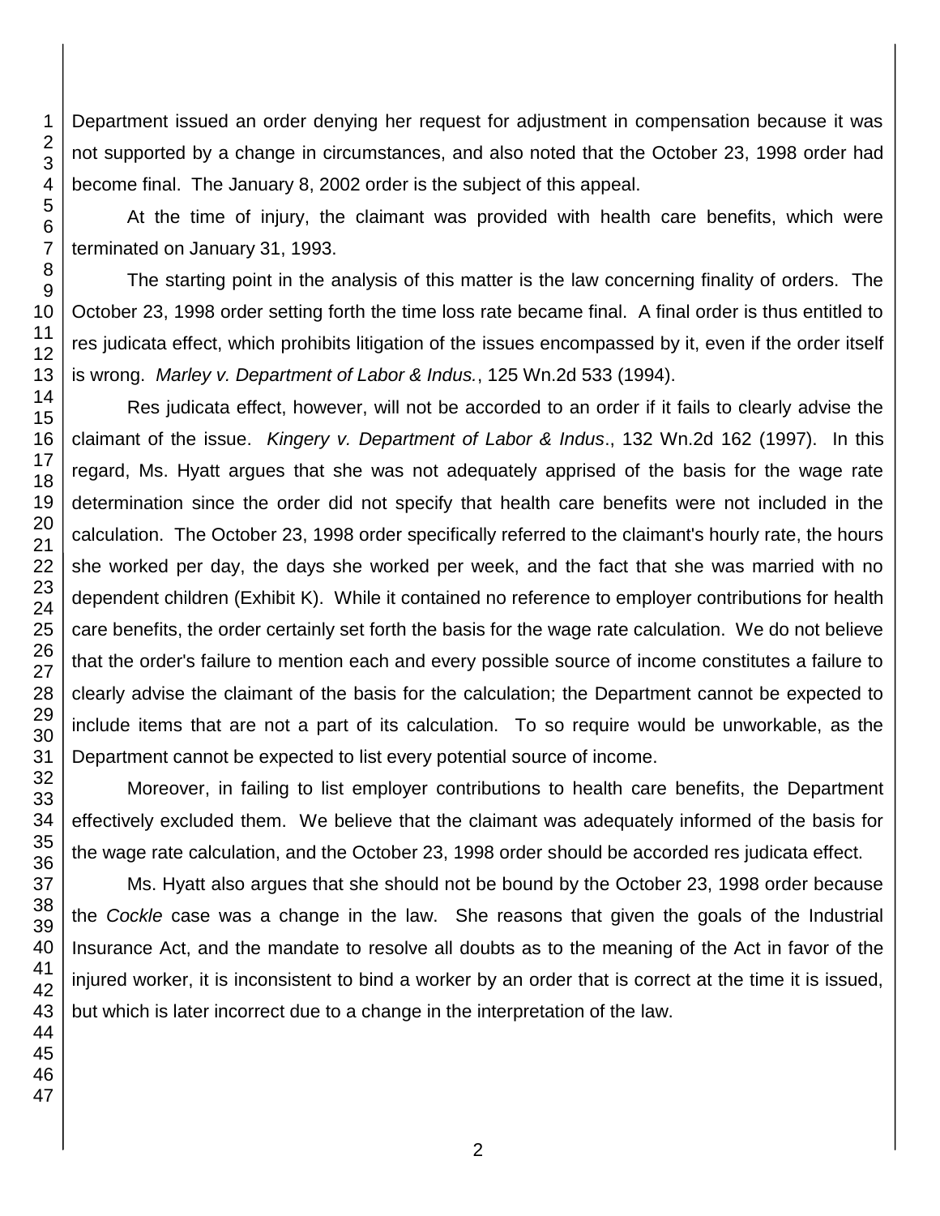Department issued an order denying her request for adjustment in compensation because it was not supported by a change in circumstances, and also noted that the October 23, 1998 order had become final. The January 8, 2002 order is the subject of this appeal.

At the time of injury, the claimant was provided with health care benefits, which were terminated on January 31, 1993.

The starting point in the analysis of this matter is the law concerning finality of orders. The October 23, 1998 order setting forth the time loss rate became final. A final order is thus entitled to res judicata effect, which prohibits litigation of the issues encompassed by it, even if the order itself is wrong. *Marley v. Department of Labor & Indus.*, 125 Wn.2d 533 (1994).

Res judicata effect, however, will not be accorded to an order if it fails to clearly advise the claimant of the issue. *Kingery v. Department of Labor & Indus*., 132 Wn.2d 162 (1997). In this regard, Ms. Hyatt argues that she was not adequately apprised of the basis for the wage rate determination since the order did not specify that health care benefits were not included in the calculation. The October 23, 1998 order specifically referred to the claimant's hourly rate, the hours she worked per day, the days she worked per week, and the fact that she was married with no dependent children (Exhibit K). While it contained no reference to employer contributions for health care benefits, the order certainly set forth the basis for the wage rate calculation. We do not believe that the order's failure to mention each and every possible source of income constitutes a failure to clearly advise the claimant of the basis for the calculation; the Department cannot be expected to include items that are not a part of its calculation. To so require would be unworkable, as the Department cannot be expected to list every potential source of income.

Moreover, in failing to list employer contributions to health care benefits, the Department effectively excluded them. We believe that the claimant was adequately informed of the basis for the wage rate calculation, and the October 23, 1998 order should be accorded res judicata effect.

Ms. Hyatt also argues that she should not be bound by the October 23, 1998 order because the *Cockle* case was a change in the law. She reasons that given the goals of the Industrial Insurance Act, and the mandate to resolve all doubts as to the meaning of the Act in favor of the injured worker, it is inconsistent to bind a worker by an order that is correct at the time it is issued, but which is later incorrect due to a change in the interpretation of the law.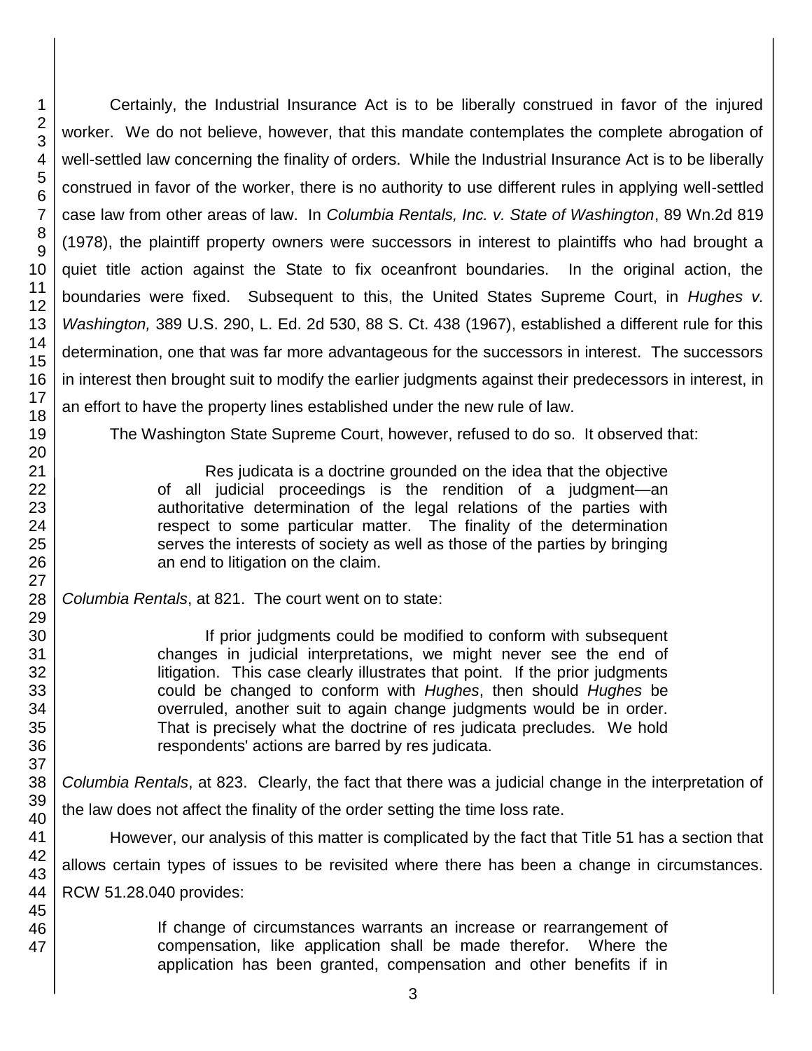Certainly, the Industrial Insurance Act is to be liberally construed in favor of the injured worker. We do not believe, however, that this mandate contemplates the complete abrogation of well-settled law concerning the finality of orders. While the Industrial Insurance Act is to be liberally construed in favor of the worker, there is no authority to use different rules in applying well-settled case law from other areas of law. In *Columbia Rentals, Inc. v. State of Washington*, 89 Wn.2d 819 (1978), the plaintiff property owners were successors in interest to plaintiffs who had brought a quiet title action against the State to fix oceanfront boundaries. In the original action, the boundaries were fixed. Subsequent to this, the United States Supreme Court, in *Hughes v. Washington,* 389 U.S. 290, L. Ed. 2d 530, 88 S. Ct. 438 (1967), established a different rule for this determination, one that was far more advantageous for the successors in interest. The successors in interest then brought suit to modify the earlier judgments against their predecessors in interest, in an effort to have the property lines established under the new rule of law.

The Washington State Supreme Court, however, refused to do so. It observed that:

> Res judicata is a doctrine grounded on the idea that the objective of all judicial proceedings is the rendition of a judgment—an authoritative determination of the legal relations of the parties with respect to some particular matter. The finality of the determination serves the interests of society as well as those of the parties by bringing an end to litigation on the claim.

*Columbia Rentals*, at 821. The court went on to state:

> If prior judgments could be modified to conform with subsequent changes in judicial interpretations, we might never see the end of litigation. This case clearly illustrates that point. If the prior judgments could be changed to conform with *Hughes*, then should *Hughes* be overruled, another suit to again change judgments would be in order. That is precisely what the doctrine of res judicata precludes. We hold respondents' actions are barred by res judicata.

*Columbia Rentals*, at 823. Clearly, the fact that there was a judicial change in the interpretation of the law does not affect the finality of the order setting the time loss rate.

However, our analysis of this matter is complicated by the fact that Title 51 has a section that allows certain types of issues to be revisited where there has been a change in circumstances. RCW 51.28.040 provides:

> If change of circumstances warrants an increase or rearrangement of compensation, like application shall be made therefor. Where the application has been granted, compensation and other benefits if in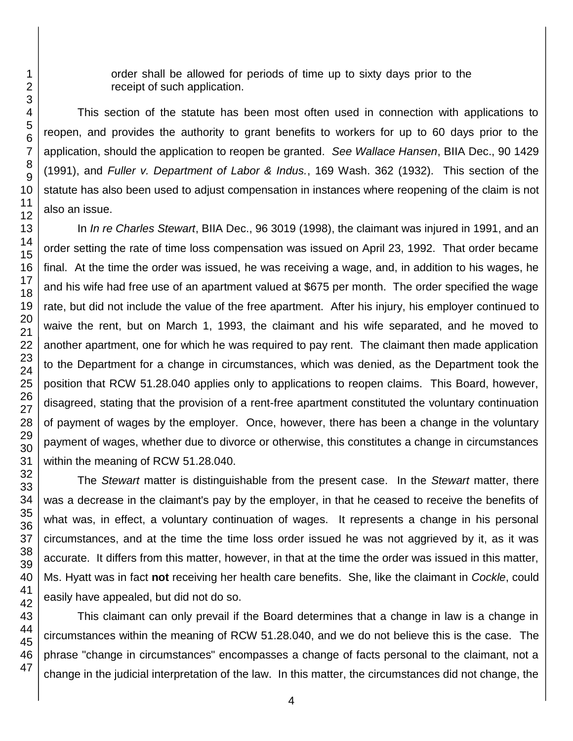order shall be allowed for periods of time up to sixty days prior to the receipt of such application.

This section of the statute has been most often used in connection with applications to reopen, and provides the authority to grant benefits to workers for up to 60 days prior to the application, should the application to reopen be granted. *See Wallace Hansen*, BIIA Dec., 90 1429 (1991), and *Fuller v. Department of Labor & Indus.*, 169 Wash. 362 (1932). This section of the statute has also been used to adjust compensation in instances where reopening of the claim is not also an issue.

In *In re Charles Stewart*, BIIA Dec., 96 3019 (1998), the claimant was injured in 1991, and an order setting the rate of time loss compensation was issued on April 23, 1992. That order became final. At the time the order was issued, he was receiving a wage, and, in addition to his wages, he and his wife had free use of an apartment valued at $675 per month. The order specified the wage rate, but did not include the value of the free apartment. After his injury, his employer continued to waive the rent, but on March 1, 1993, the claimant and his wife separated, and he moved to another apartment, one for which he was required to pay rent. The claimant then made application to the Department for a change in circumstances, which was denied, as the Department took the position that RCW 51.28.040 applies only to applications to reopen claims. This Board, however, disagreed, stating that the provision of a rent-free apartment constituted the voluntary continuation of payment of wages by the employer. Once, however, there has been a change in the voluntary payment of wages, whether due to divorce or otherwise, this constitutes a change in circumstances within the meaning of RCW 51.28.040.

The *Stewart* matter is distinguishable from the present case. In the *Stewart* matter, there was a decrease in the claimant's pay by the employer, in that he ceased to receive the benefits of what was, in effect, a voluntary continuation of wages. It represents a change in his personal circumstances, and at the time the time loss order issued he was not aggrieved by it, as it was accurate. It differs from this matter, however, in that at the time the order was issued in this matter, Ms. Hyatt was in fact **not** receiving her health care benefits. She, like the claimant in *Cockle*, could easily have appealed, but did not do so.

This claimant can only prevail if the Board determines that a change in law is a change in circumstances within the meaning of RCW 51.28.040, and we do not believe this is the case. The phrase "change in circumstances" encompasses a change of facts personal to the claimant, not a change in the judicial interpretation of the law. In this matter, the circumstances did not change, the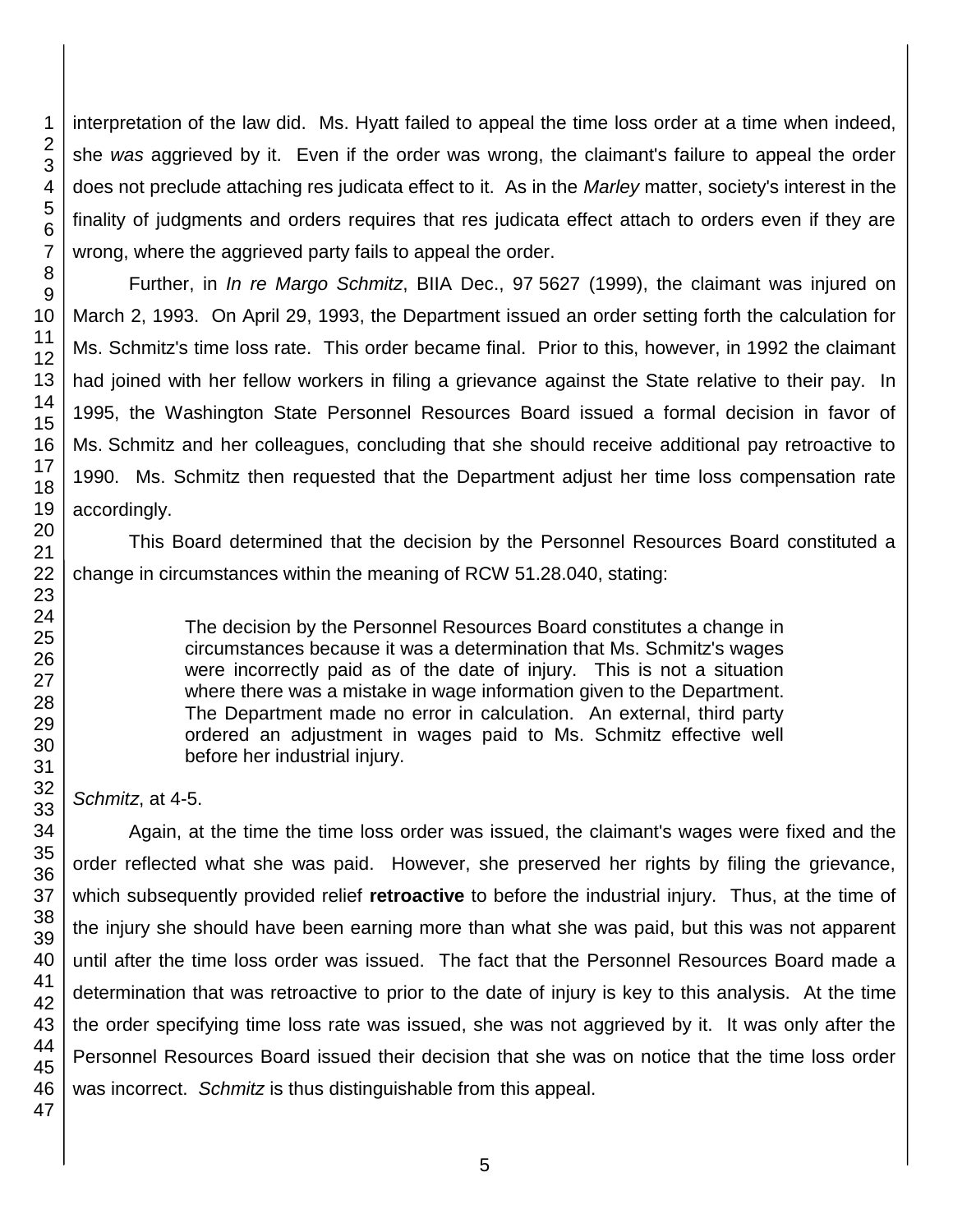interpretation of the law did. Ms. Hyatt failed to appeal the time loss order at a time when indeed, she *was* aggrieved by it. Even if the order was wrong, the claimant's failure to appeal the order does not preclude attaching res judicata effect to it. As in the *Marley* matter, society's interest in the finality of judgments and orders requires that res judicata effect attach to orders even if they are wrong, where the aggrieved party fails to appeal the order.

Further, in *In re Margo Schmitz*, BIIA Dec., 97 5627 (1999), the claimant was injured on March 2, 1993. On April 29, 1993, the Department issued an order setting forth the calculation for Ms. Schmitz's time loss rate. This order became final. Prior to this, however, in 1992 the claimant had joined with her fellow workers in filing a grievance against the State relative to their pay. In 1995, the Washington State Personnel Resources Board issued a formal decision in favor of Ms. Schmitz and her colleagues, concluding that she should receive additional pay retroactive to 1990. Ms. Schmitz then requested that the Department adjust her time loss compensation rate accordingly.

This Board determined that the decision by the Personnel Resources Board constituted a change in circumstances within the meaning of RCW 51.28.040, stating:

> The decision by the Personnel Resources Board constitutes a change in circumstances because it was a determination that Ms. Schmitz's wages were incorrectly paid as of the date of injury. This is not a situation where there was a mistake in wage information given to the Department. The Department made no error in calculation. An external, third party ordered an adjustment in wages paid to Ms. Schmitz effective well before her industrial injury.

*Schmitz*, at 4-5.

Again, at the time the time loss order was issued, the claimant's wages were fixed and the order reflected what she was paid. However, she preserved her rights by filing the grievance, which subsequently provided relief **retroactive** to before the industrial injury. Thus, at the time of the injury she should have been earning more than what she was paid, but this was not apparent until after the time loss order was issued. The fact that the Personnel Resources Board made a determination that was retroactive to prior to the date of injury is key to this analysis. At the time the order specifying time loss rate was issued, she was not aggrieved by it. It was only after the Personnel Resources Board issued their decision that she was on notice that the time loss order was incorrect. *Schmitz* is thus distinguishable from this appeal.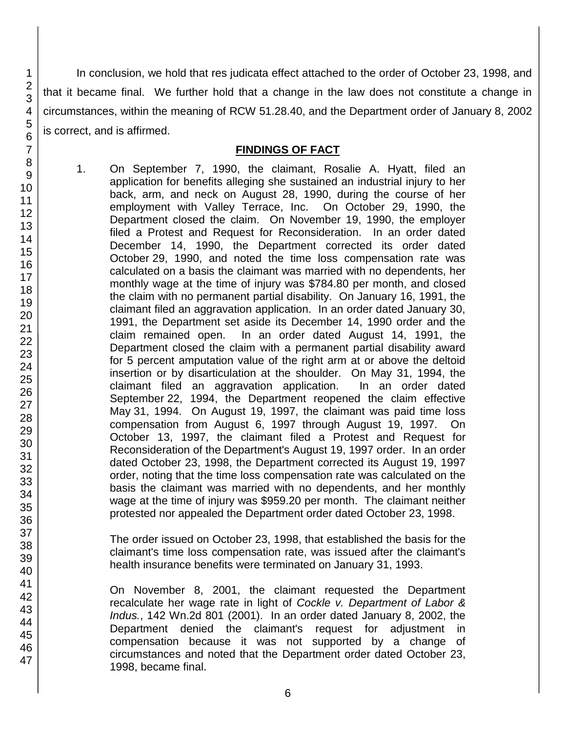In conclusion, we hold that res judicata effect attached to the order of October 23, 1998, and that it became final. We further hold that a change in the law does not constitute a change in circumstances, within the meaning of RCW 51.28.40, and the Department order of January 8, 2002 is correct, and is affirmed.

## FINDINGS OF FACT

1. On September 7, 1990, the claimant, Rosalie A. Hyatt, filed an application for benefits alleging she sustained an industrial injury to her back, arm, and neck on August 28, 1990, during the course of her employment with Valley Terrace, Inc. On October 29, 1990, the Department closed the claim. On November 19, 1990, the employer filed a Protest and Request for Reconsideration. In an order dated December 14, 1990, the Department corrected its order dated October 29, 1990, and noted the time loss compensation rate was calculated on a basis the claimant was married with no dependents, her monthly wage at the time of injury was $784.80 per month, and closed the claim with no permanent partial disability. On January 16, 1991, the claimant filed an aggravation application. In an order dated January 30, 1991, the Department set aside its December 14, 1990 order and the claim remained open. In an order dated August 14, 1991, the Department closed the claim with a permanent partial disability award for 5 percent amputation value of the right arm at or above the deltoid insertion or by disarticulation at the shoulder. On May 31, 1994, the claimant filed an aggravation application. In an order dated September 22, 1994, the Department reopened the claim effective May 31, 1994. On August 19, 1997, the claimant was paid time loss compensation from August 6, 1997 through August 19, 1997. On October 13, 1997, the claimant filed a Protest and Request for Reconsideration of the Department's August 19, 1997 order. In an order dated October 23, 1998, the Department corrected its August 19, 1997 order, noting that the time loss compensation rate was calculated on the basis the claimant was married with no dependents, and her monthly wage at the time of injury was $959.20 per month. The claimant neither protested nor appealed the Department order dated October 23, 1998.

   The order issued on October 23, 1998, that established the basis for the claimant's time loss compensation rate, was issued after the claimant's health insurance benefits were terminated on January 31, 1993.

   On November 8, 2001, the claimant requested the Department recalculate her wage rate in light of *Cockle v. Department of Labor & Indus.*, 142 Wn.2d 801 (2001). In an order dated January 8, 2002, the Department denied the claimant's request for adjustment in compensation because it was not supported by a change of circumstances and noted that the Department order dated October 23, 1998, became final.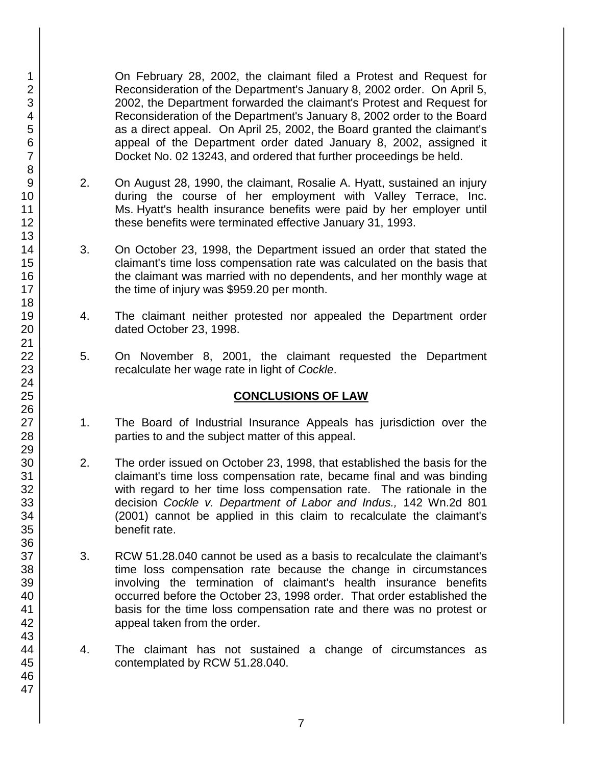On February 28, 2002, the claimant filed a Protest and Request for Reconsideration of the Department's January 8, 2002 order. On April 5, 2002, the Department forwarded the claimant's Protest and Request for Reconsideration of the Department's January 8, 2002 order to the Board as a direct appeal. On April 25, 2002, the Board granted the claimant's appeal of the Department order dated January 8, 2002, assigned it Docket No. 02 13243, and ordered that further proceedings be held.

2. On August 28, 1990, the claimant, Rosalie A. Hyatt, sustained an injury during the course of her employment with Valley Terrace, Inc. Ms. Hyatt's health insurance benefits were paid by her employer until these benefits were terminated effective January 31, 1993.

3. On October 23, 1998, the Department issued an order that stated the claimant's time loss compensation rate was calculated on the basis that the claimant was married with no dependents, and her monthly wage at the time of injury was $959.20 per month.

4. The claimant neither protested nor appealed the Department order dated October 23, 1998.

5. On November 8, 2001, the claimant requested the Department recalculate her wage rate in light of *Cockle*.

## CONCLUSIONS OF LAW

1. The Board of Industrial Insurance Appeals has jurisdiction over the parties to and the subject matter of this appeal.

2. The order issued on October 23, 1998, that established the basis for the claimant's time loss compensation rate, became final and was binding with regard to her time loss compensation rate. The rationale in the decision *Cockle v. Department of Labor and Indus.,* 142 Wn.2d 801 (2001) cannot be applied in this claim to recalculate the claimant's benefit rate.

3. RCW 51.28.040 cannot be used as a basis to recalculate the claimant's time loss compensation rate because the change in circumstances involving the termination of claimant's health insurance benefits occurred before the October 23, 1998 order. That order established the basis for the time loss compensation rate and there was no protest or appeal taken from the order.

4. The claimant has not sustained a change of circumstances as contemplated by RCW 51.28.040.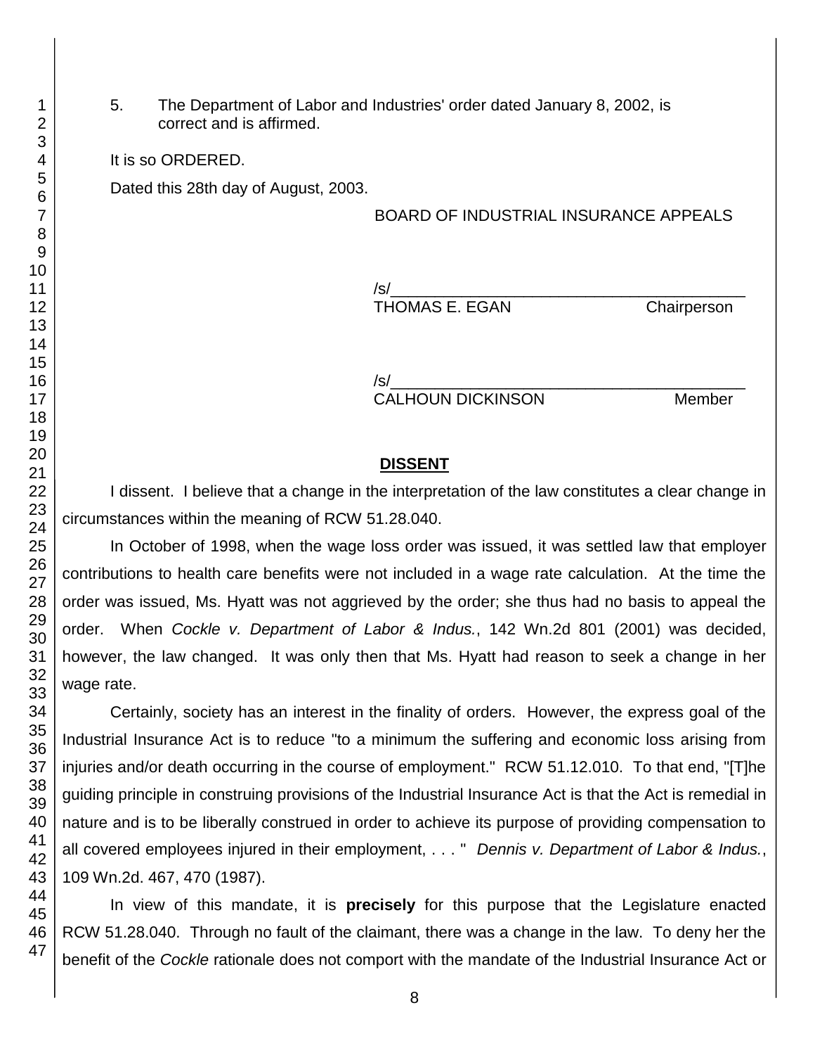5. The Department of Labor and Industries' order dated January 8, 2002, is correct and is affirmed.

It is so ORDERED.

Dated this 28th day of August, 2003.

BOARD OF INDUSTRIAL INSURANCE APPEALS

/s/___________________________
THOMAS E. EGAN Chairperson

/s/___________________________
CALHOUN DICKINSON Member

## DISSENT

I dissent. I believe that a change in the interpretation of the law constitutes a clear change in circumstances within the meaning of RCW 51.28.040.

In October of 1998, when the wage loss order was issued, it was settled law that employer contributions to health care benefits were not included in a wage rate calculation. At the time the order was issued, Ms. Hyatt was not aggrieved by the order; she thus had no basis to appeal the order. When *Cockle v. Department of Labor & Indus.*, 142 Wn.2d 801 (2001) was decided, however, the law changed. It was only then that Ms. Hyatt had reason to seek a change in her wage rate.

Certainly, society has an interest in the finality of orders. However, the express goal of the Industrial Insurance Act is to reduce "to a minimum the suffering and economic loss arising from injuries and/or death occurring in the course of employment." RCW 51.12.010. To that end, "[T]he guiding principle in construing provisions of the Industrial Insurance Act is that the Act is remedial in nature and is to be liberally construed in order to achieve its purpose of providing compensation to all covered employees injured in their employment, . . . " *Dennis v. Department of Labor & Indus.*, 109 Wn.2d. 467, 470 (1987).

In view of this mandate, it is **precisely** for this purpose that the Legislature enacted RCW 51.28.040. Through no fault of the claimant, there was a change in the law. To deny her the benefit of the *Cockle* rationale does not comport with the mandate of the Industrial Insurance Act or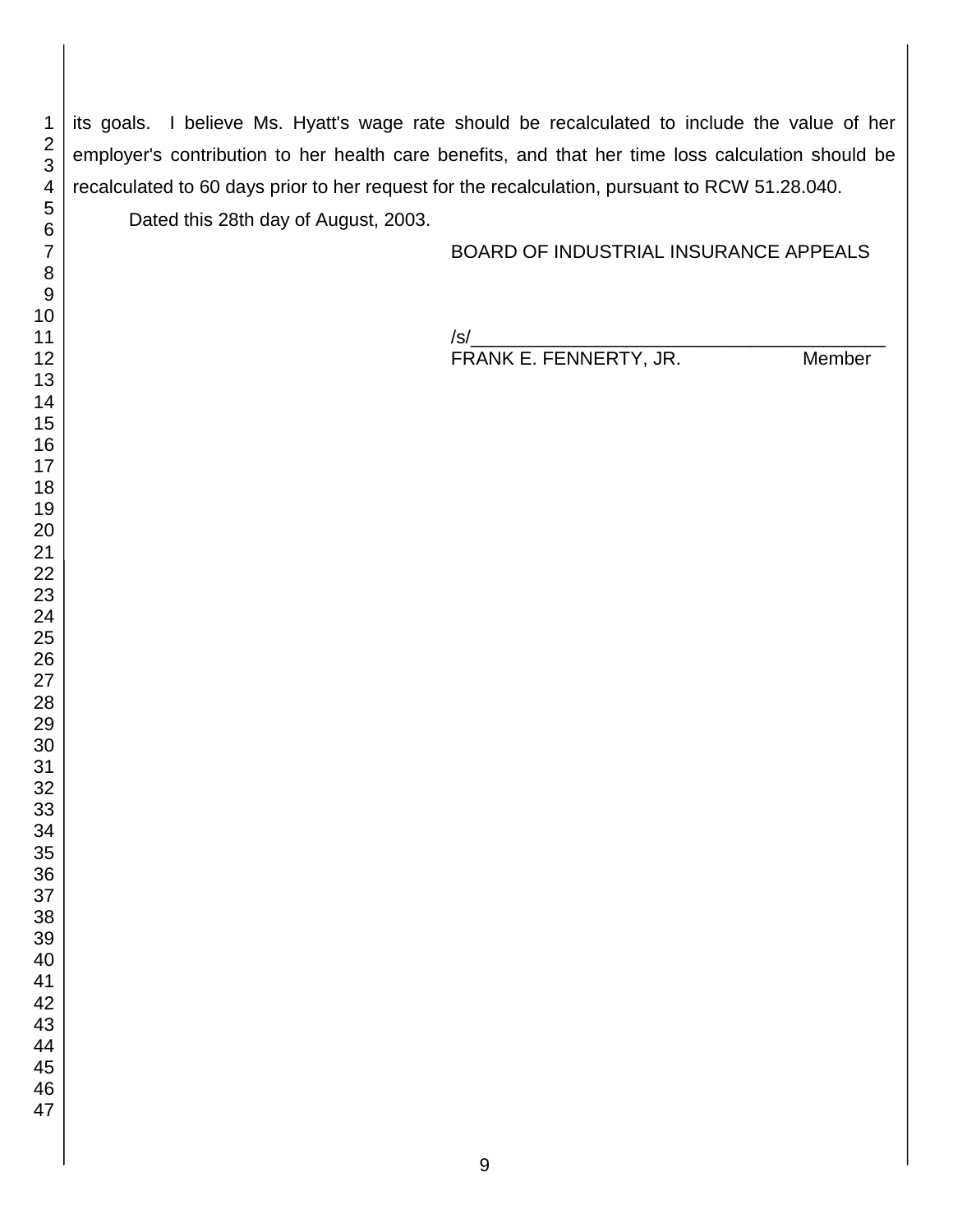its goals. I believe Ms. Hyatt's wage rate should be recalculated to include the value of her employer's contribution to her health care benefits, and that her time loss calculation should be recalculated to 60 days prior to her request for the recalculation, pursuant to RCW 51.28.040.

Dated this 28th day of August, 2003.

BOARD OF INDUSTRIAL INSURANCE APPEALS

/s/________________________________________
FRANK E. FENNERTY, JR. Member